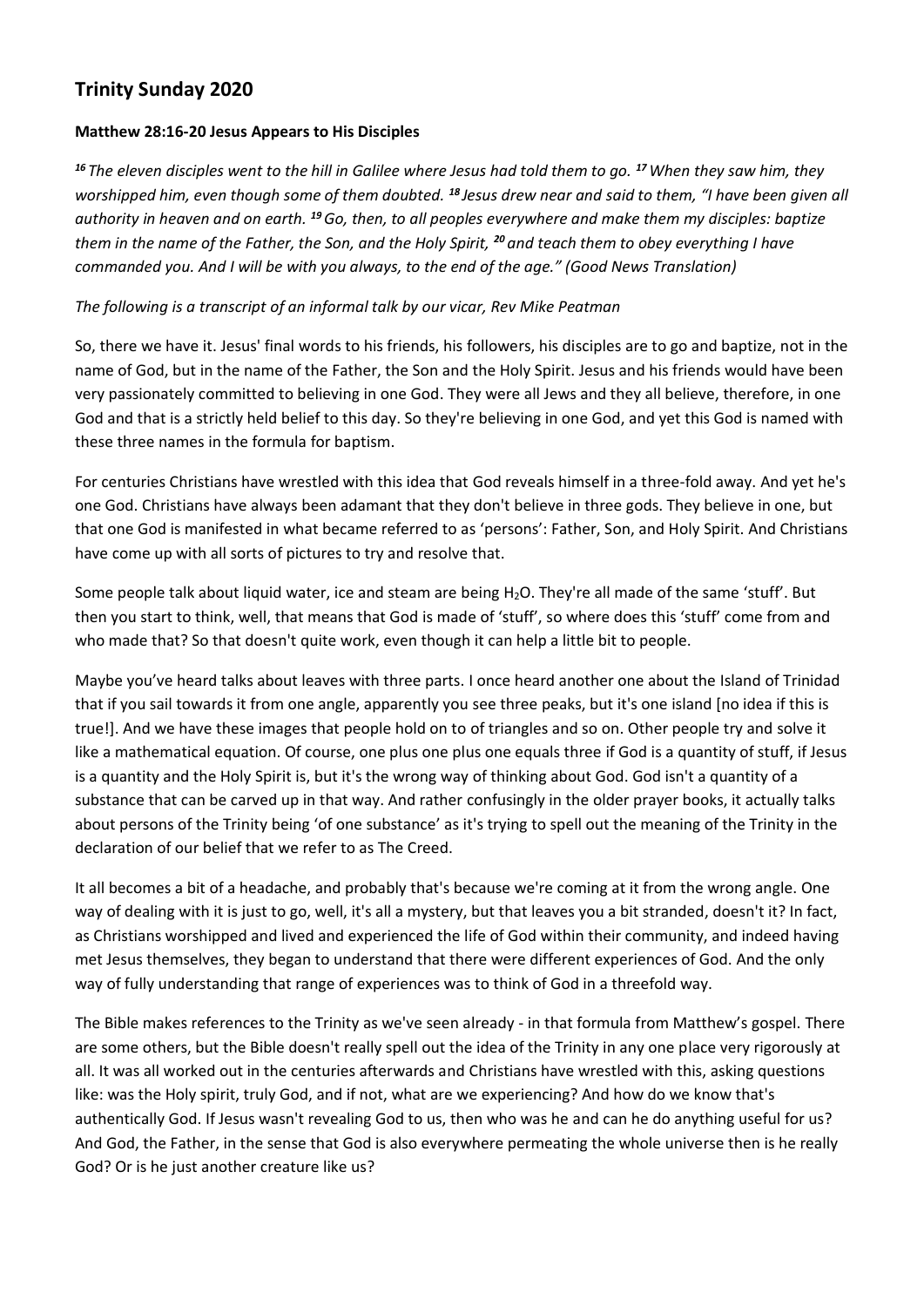## Trinity Sunday 2020

**Matthew 28:16-20 Jesus Appears to His Disciples**

*[16] The eleven disciples went to the hill in Galilee where Jesus had told them to go. [17] When they saw him, they worshipped him, even though some of them doubted. [18] Jesus drew near and said to them, "I have been given all authority in heaven and on earth. [19] Go, then, to all peoples everywhere and make them my disciples: baptize them in the name of the Father, the Son, and the Holy Spirit, [20] and teach them to obey everything I have commanded you. And I will be with you always, to the end of the age." (Good News Translation)*

*The following is a transcript of an informal talk by our vicar, Rev Mike Peatman*

So, there we have it. Jesus' final words to his friends, his followers, his disciples are to go and baptize, not in the name of God, but in the name of the Father, the Son and the Holy Spirit. Jesus and his friends would have been very passionately committed to believing in one God. They were all Jews and they all believe, therefore, in one God and that is a strictly held belief to this day. So they're believing in one God, and yet this God is named with these three names in the formula for baptism.

For centuries Christians have wrestled with this idea that God reveals himself in a three-fold away. And yet he's one God. Christians have always been adamant that they don't believe in three gods. They believe in one, but that one God is manifested in what became referred to as 'persons': Father, Son, and Holy Spirit. And Christians have come up with all sorts of pictures to try and resolve that.

Some people talk about liquid water, ice and steam are being $H_2O$. They're all made of the same 'stuff'. But then you start to think, well, that means that God is made of 'stuff', so where does this 'stuff' come from and who made that? So that doesn't quite work, even though it can help a little bit to people.

Maybe you've heard talks about leaves with three parts. I once heard another one about the Island of Trinidad that if you sail towards it from one angle, apparently you see three peaks, but it's one island [no idea if this is true!]. And we have these images that people hold on to of triangles and so on. Other people try and solve it like a mathematical equation. Of course, one plus one plus one equals three if God is a quantity of stuff, if Jesus is a quantity and the Holy Spirit is, but it's the wrong way of thinking about God. God isn't a quantity of a substance that can be carved up in that way. And rather confusingly in the older prayer books, it actually talks about persons of the Trinity being 'of one substance' as it's trying to spell out the meaning of the Trinity in the declaration of our belief that we refer to as The Creed.

It all becomes a bit of a headache, and probably that's because we're coming at it from the wrong angle. One way of dealing with it is just to go, well, it's all a mystery, but that leaves you a bit stranded, doesn't it? In fact, as Christians worshipped and lived and experienced the life of God within their community, and indeed having met Jesus themselves, they began to understand that there were different experiences of God. And the only way of fully understanding that range of experiences was to think of God in a threefold way.

The Bible makes references to the Trinity as we've seen already - in that formula from Matthew's gospel. There are some others, but the Bible doesn't really spell out the idea of the Trinity in any one place very rigorously at all. It was all worked out in the centuries afterwards and Christians have wrestled with this, asking questions like: was the Holy spirit, truly God, and if not, what are we experiencing? And how do we know that's authentically God. If Jesus wasn't revealing God to us, then who was he and can he do anything useful for us? And God, the Father, in the sense that God is also everywhere permeating the whole universe then is he really God? Or is he just another creature like us?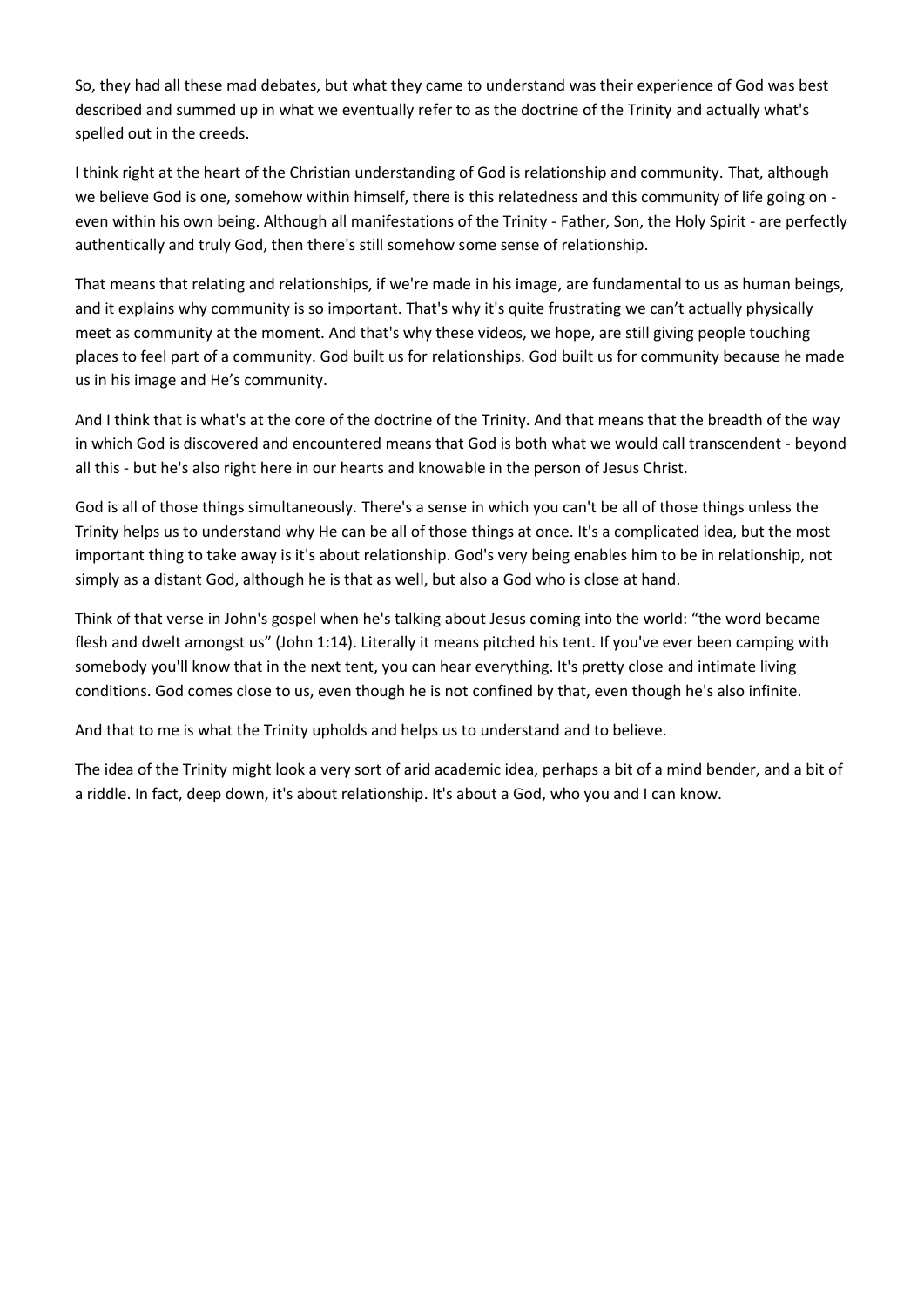So, they had all these mad debates, but what they came to understand was their experience of God was best described and summed up in what we eventually refer to as the doctrine of the Trinity and actually what's spelled out in the creeds.

I think right at the heart of the Christian understanding of God is relationship and community. That, although we believe God is one, somehow within himself, there is this relatedness and this community of life going on - even within his own being. Although all manifestations of the Trinity - Father, Son, the Holy Spirit - are perfectly authentically and truly God, then there's still somehow some sense of relationship.

That means that relating and relationships, if we're made in his image, are fundamental to us as human beings, and it explains why community is so important. That's why it's quite frustrating we can't actually physically meet as community at the moment. And that's why these videos, we hope, are still giving people touching places to feel part of a community. God built us for relationships. God built us for community because he made us in his image and He's community.

And I think that is what's at the core of the doctrine of the Trinity. And that means that the breadth of the way in which God is discovered and encountered means that God is both what we would call transcendent - beyond all this - but he's also right here in our hearts and knowable in the person of Jesus Christ.

God is all of those things simultaneously. There's a sense in which you can't be all of those things unless the Trinity helps us to understand why He can be all of those things at once. It's a complicated idea, but the most important thing to take away is it's about relationship. God's very being enables him to be in relationship, not simply as a distant God, although he is that as well, but also a God who is close at hand.

Think of that verse in John's gospel when he's talking about Jesus coming into the world: "the word became flesh and dwelt amongst us" (John 1:14). Literally it means pitched his tent. If you've ever been camping with somebody you'll know that in the next tent, you can hear everything. It's pretty close and intimate living conditions. God comes close to us, even though he is not confined by that, even though he's also infinite.

And that to me is what the Trinity upholds and helps us to understand and to believe.

The idea of the Trinity might look a very sort of arid academic idea, perhaps a bit of a mind bender, and a bit of a riddle. In fact, deep down, it's about relationship. It's about a God, who you and I can know.